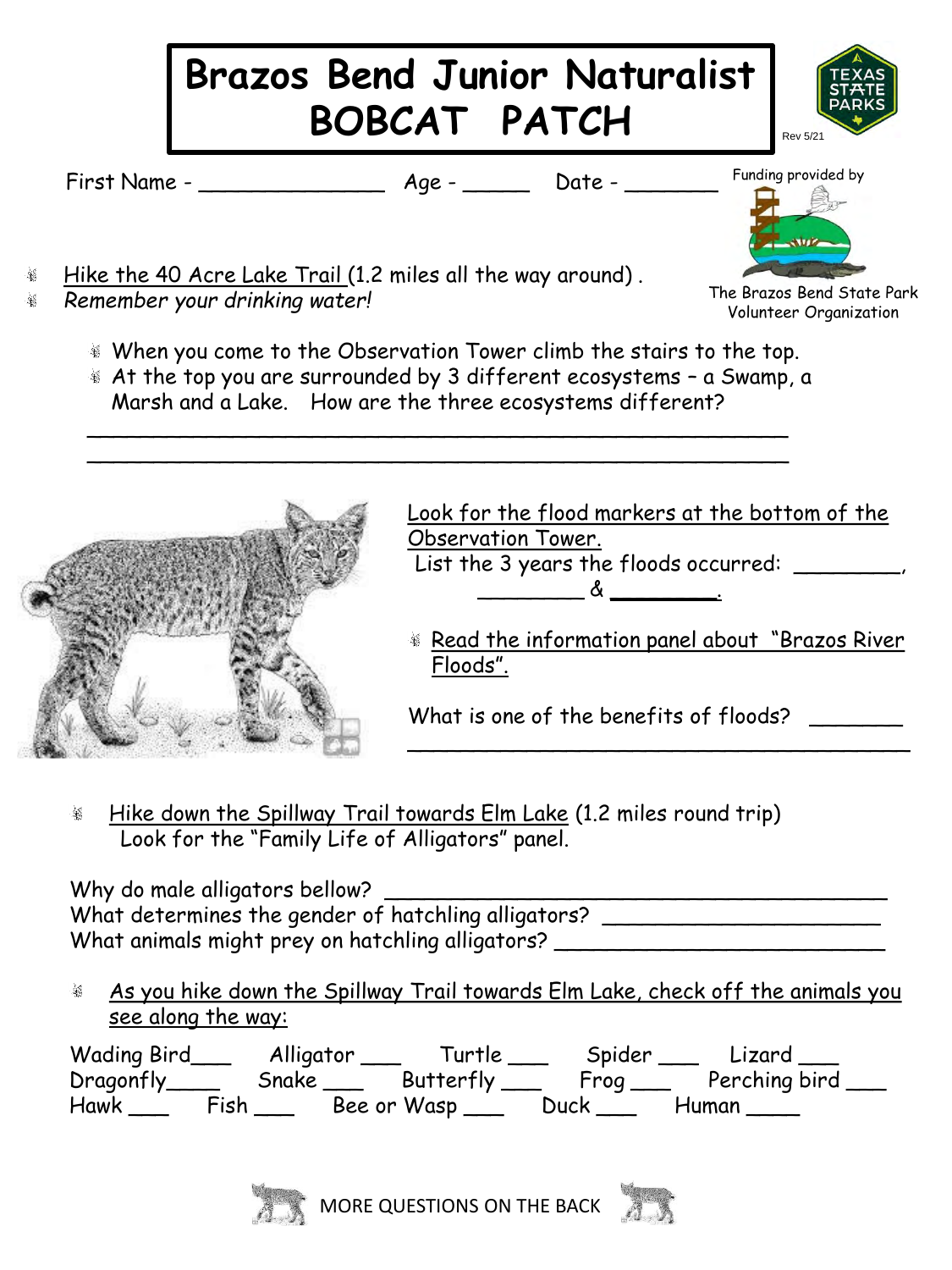# Brazos Bend Junior Naturalist BOBCAT PATCH

Rev 5/21

First Name - ______________ Age - _____ Date - _______

Funding provided by The Brazos Bend State Park Volunteer Organization

- Hike the 40 Acre Lake Trail (1.2 miles all the way around) .
- *Remember your drinking water!*
  - When you come to the Observation Tower climb the stairs to the top.
  - At the top you are surrounded by 3 different ecosystems – a Swamp, a Marsh and a Lake. How are the three ecosystems different?

_____________________________________________________

_____________________________________________________

Look for the flood markers at the bottom of the Observation Tower.

List the 3 years the floods occurred: ________, ________ & ________.

- Read the information panel about "Brazos River Floods".

What is one of the benefits of floods? _______

_______________________________________

- Hike down the Spillway Trail towards Elm Lake (1.2 miles round trip) Look for the "Family Life of Alligators" panel.

Why do male alligators bellow? ______________________________________

What determines the gender of hatchling alligators? _____________________

What animals might prey on hatchling alligators? _________________________

- As you hike down the Spillway Trail towards Elm Lake, check off the animals you see along the way:

Wading Bird___ Alligator ___ Turtle ___ Spider ___ Lizard ___

Dragonfly____ Snake ___ Butterfly ___ Frog ___ Perching bird ___

Hawk ___ Fish ___ Bee or Wasp ___ Duck ___ Human ____

MORE QUESTIONS ON THE BACK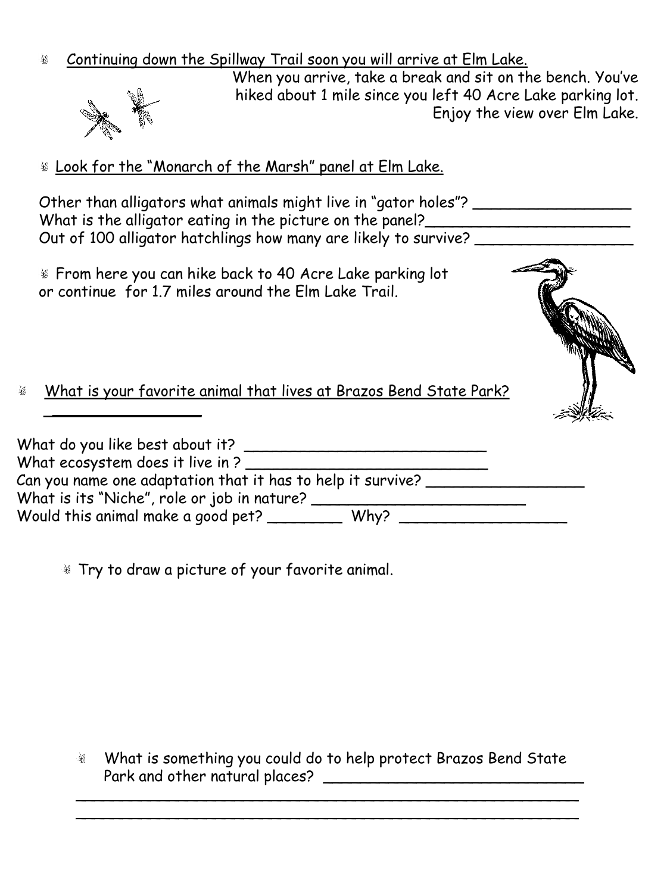- <u>Continuing down the Spillway Trail soon you will arrive at Elm Lake.</u>

When you arrive, take a break and sit on the bench. You've hiked about 1 mile since you left 40 Acre Lake parking lot. Enjoy the view over Elm Lake.

- <u>Look for the "Monarch of the Marsh" panel at Elm Lake.</u>

Other than alligators what animals might live in "gator holes"? __________________
What is the alligator eating in the picture on the panel?________________________
Out of 100 alligator hatchlings how many are likely to survive? __________________

- From here you can hike back to 40 Acre Lake parking lot or continue for 1.7 miles around the Elm Lake Trail.

- <u>What is your favorite animal that lives at Brazos Bend State Park?</u>
_________________

What do you like best about it? ___________________________
What ecosystem does it live in ? ___________________________
Can you name one adaptation that it has to help it survive? __________________
What is its "Niche", role or job in nature? ________________________
Would this animal make a good pet? ________ Why? ___________________

- Try to draw a picture of your favorite animal.

- What is something you could do to help protect Brazos Bend State Park and other natural places? ______________________________
________________________________________________________
________________________________________________________